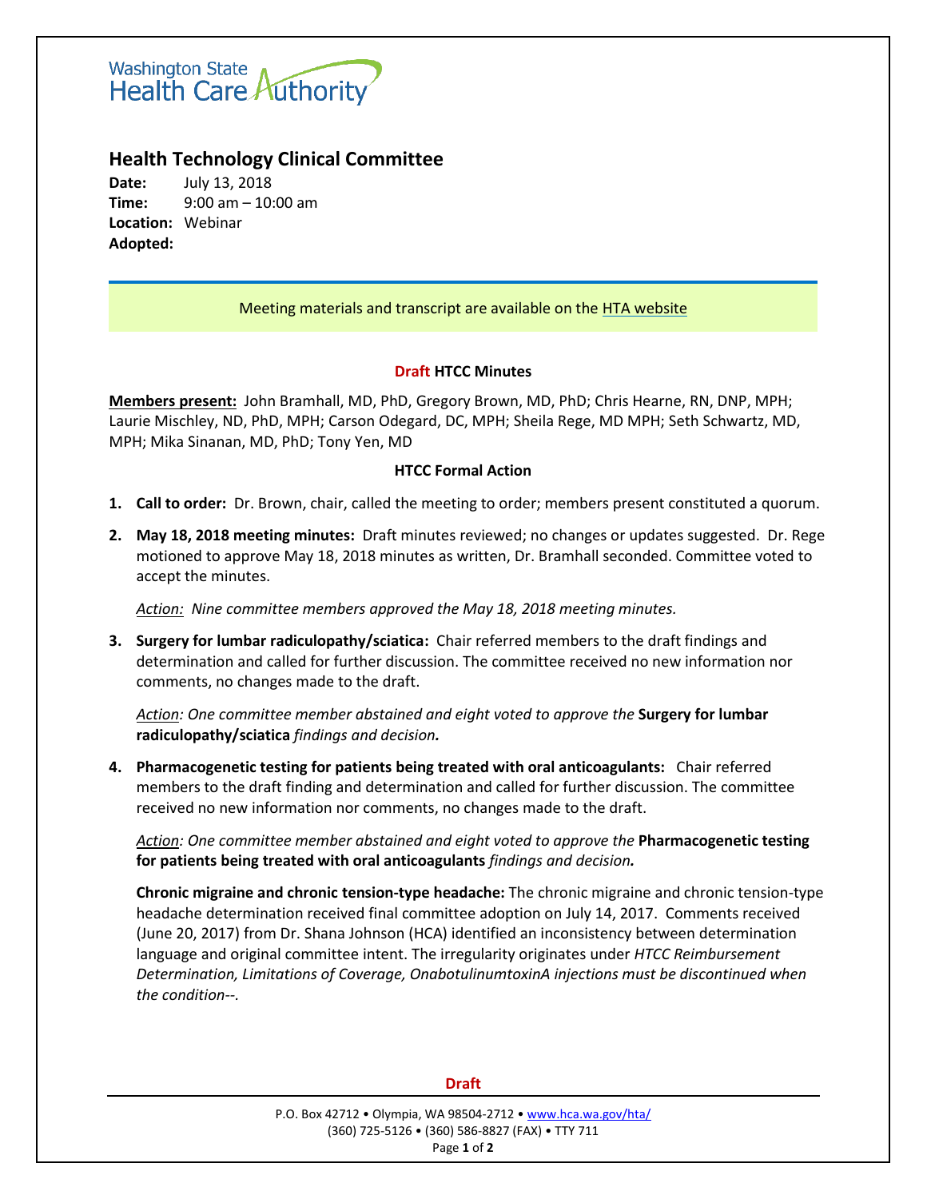Washington State Health Care Authority

# Health Technology Clinical Committee

**Date:** July 13, 2018
**Time:** 9:00 am – 10:00 am
**Location:** Webinar
**Adopted:**

Meeting materials and transcript are available on the HTA website

## Draft HTCC Minutes

**Members present:** John Bramhall, MD, PhD, Gregory Brown, MD, PhD; Chris Hearne, RN, DNP, MPH; Laurie Mischley, ND, PhD, MPH; Carson Odegard, DC, MPH; Sheila Rege, MD MPH; Seth Schwartz, MD, MPH; Mika Sinanan, MD, PhD; Tony Yen, MD

## HTCC Formal Action

1. **Call to order:** Dr. Brown, chair, called the meeting to order; members present constituted a quorum.

2. **May 18, 2018 meeting minutes:** Draft minutes reviewed; no changes or updates suggested. Dr. Rege motioned to approve May 18, 2018 minutes as written, Dr. Bramhall seconded. Committee voted to accept the minutes.

   *Action: Nine committee members approved the May 18, 2018 meeting minutes.*

3. **Surgery for lumbar radiculopathy/sciatica:** Chair referred members to the draft findings and determination and called for further discussion. The committee received no new information nor comments, no changes made to the draft.

   *Action: One committee member abstained and eight voted to approve the* **Surgery for lumbar radiculopathy/sciatica** *findings and decision.*

4. **Pharmacogenetic testing for patients being treated with oral anticoagulants:** Chair referred members to the draft finding and determination and called for further discussion. The committee received no new information nor comments, no changes made to the draft.

   *Action: One committee member abstained and eight voted to approve the* **Pharmacogenetic testing for patients being treated with oral anticoagulants** *findings and decision.*

   **Chronic migraine and chronic tension-type headache:** The chronic migraine and chronic tension-type headache determination received final committee adoption on July 14, 2017. Comments received (June 20, 2017) from Dr. Shana Johnson (HCA) identified an inconsistency between determination language and original committee intent. The irregularity originates under *HTCC Reimbursement Determination, Limitations of Coverage, OnabotulinumtoxinA injections must be discontinued when the condition--.*

Draft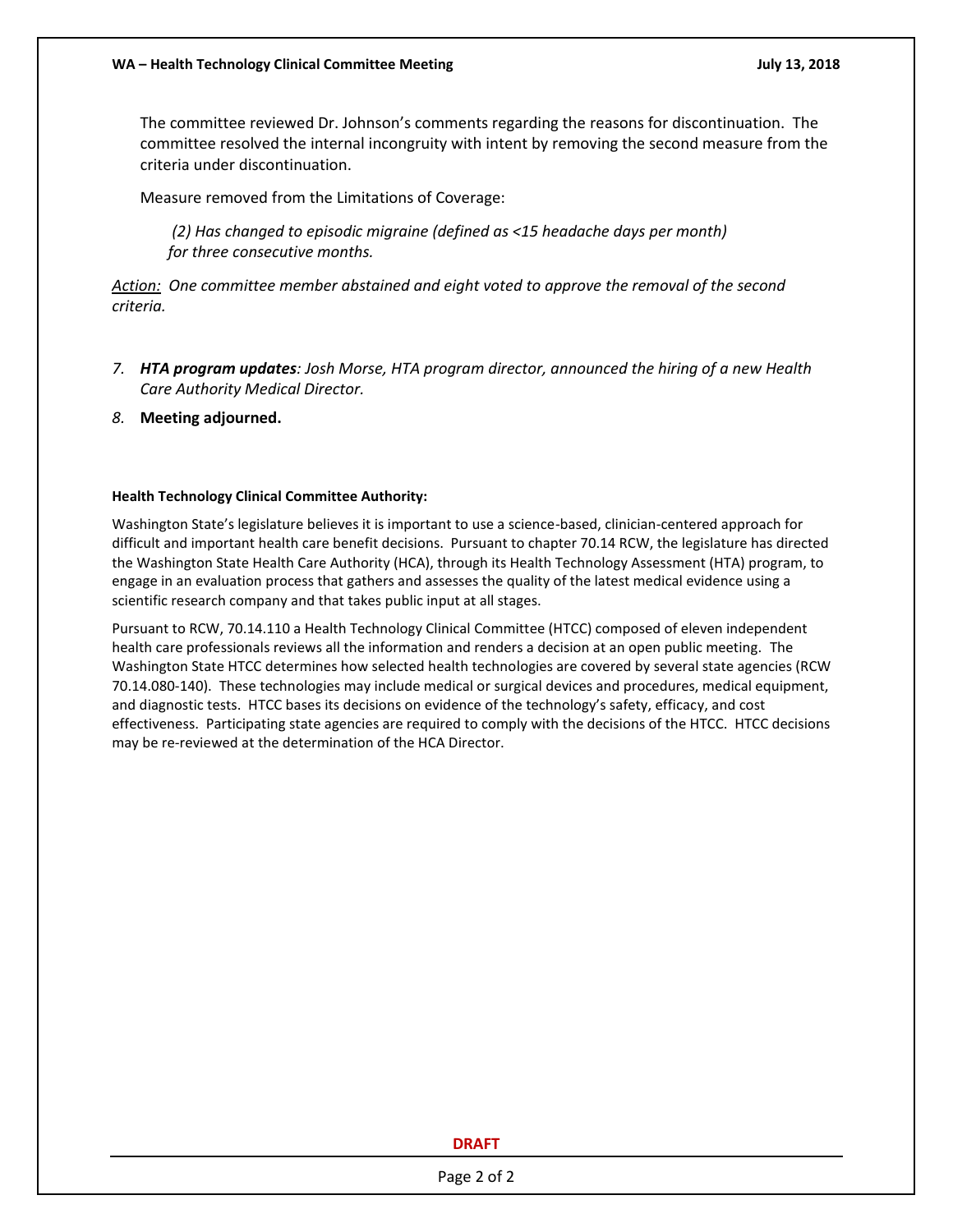The committee reviewed Dr. Johnson's comments regarding the reasons for discontinuation. The committee resolved the internal incongruity with intent by removing the second measure from the criteria under discontinuation.

Measure removed from the Limitations of Coverage:

> *(2) Has changed to episodic migraine (defined as <15 headache days per month) for three consecutive months.*

*Action: One committee member abstained and eight voted to approve the removal of the second criteria.*

7. ***HTA program updates**: Josh Morse, HTA program director, announced the hiring of a new Health Care Authority Medical Director.*
8. **Meeting adjourned.**

#### Health Technology Clinical Committee Authority:

Washington State's legislature believes it is important to use a science-based, clinician-centered approach for difficult and important health care benefit decisions. Pursuant to chapter 70.14 RCW, the legislature has directed the Washington State Health Care Authority (HCA), through its Health Technology Assessment (HTA) program, to engage in an evaluation process that gathers and assesses the quality of the latest medical evidence using a scientific research company and that takes public input at all stages.

Pursuant to RCW, 70.14.110 a Health Technology Clinical Committee (HTCC) composed of eleven independent health care professionals reviews all the information and renders a decision at an open public meeting. The Washington State HTCC determines how selected health technologies are covered by several state agencies (RCW 70.14.080-140). These technologies may include medical or surgical devices and procedures, medical equipment, and diagnostic tests. HTCC bases its decisions on evidence of the technology's safety, efficacy, and cost effectiveness. Participating state agencies are required to comply with the decisions of the HTCC. HTCC decisions may be re-reviewed at the determination of the HCA Director.

DRAFT